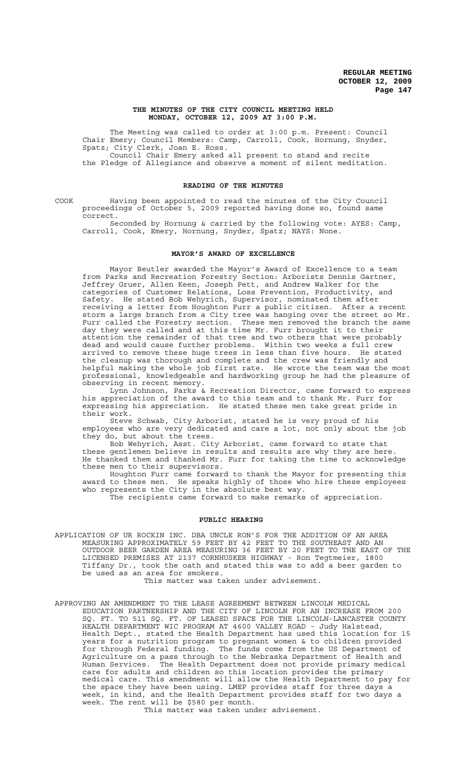## THE MINUTES OF THE CITY COUNCIL MEETING HELD MONDAY, OCTOBER 12, 2009 AT 3:00 P.M.

The Meeting was called to order at 3:00 p.m. Present: Council Chair Emery; Council Members: Camp, Carroll, Cook, Hornung, Snyder, Spatz; City Clerk, Joan E. Ross.

Council Chair Emery asked all present to stand and recite the Pledge of Allegiance and observe a moment of silent meditation.

### READING OF THE MINUTES

COOK Having been appointed to read the minutes of the City Council proceedings of October 5, 2009 reported having done so, found same correct.

Seconded by Hornung & carried by the following vote: AYES: Camp, Carroll, Cook, Emery, Hornung, Snyder, Spatz; NAYS: None.

### MAYOR'S AWARD OF EXCELLENCE

Mayor Beutler awarded the Mayor's Award of Excellence to a team from Parks and Recreation Forestry Section: Arborists Dennis Gartner, Jeffrey Gruer, Allen Keen, Joseph Pett, and Andrew Walker for the categories of Customer Relations, Loss Prevention, Productivity, and Safety. He stated Bob Wehyrich, Supervisor, nominated them after receiving a letter from Houghton Furr a public citizen. After a recent storm a large branch from a City tree was hanging over the street so Mr. Furr called the Forestry section. These men removed the branch the same day they were called and at this time Mr. Furr brought it to their attention the remainder of that tree and two others that were probably dead and would cause further problems. Within two weeks a full crew arrived to remove these huge trees in less than five hours. He stated the cleanup was thorough and complete and the crew was friendly and helpful making the whole job first rate. He wrote the team was the most professional, knowledgeable and hardworking group he had the pleasure of observing in recent memory.

Lynn Johnson, Parks & Recreation Director, came forward to express his appreciation of the award to this team and to thank Mr. Furr for expressing his appreciation. He stated these men take great pride in their work.

Steve Schwab, City Arborist, stated he is very proud of his employees who are very dedicated and care a lot, not only about the job they do, but about the trees.

Bob Wehyrich, Asst. City Arborist, came forward to state that these gentlemen believe in results and results are why they are here. He thanked them and thanked Mr. Furr for taking the time to acknowledge these men to their supervisors.

Houghton Furr came forward to thank the Mayor for presenting this award to these men. He speaks highly of those who hire these employees who represents the City in the absolute best way.

The recipients came forward to make remarks of appreciation.

### PUBLIC HEARING

APPLICATION OF UR ROCKIN INC. DBA UNCLE RON'S FOR THE ADDITION OF AN AREA MEASURING APPROXIMATELY 59 FEET BY 42 FEET TO THE SOUTHEAST AND AN OUTDOOR BEER GARDEN AREA MEASURING 36 FEET BY 20 FEET TO THE EAST OF THE LICENSED PREMISES AT 2137 CORNHUSKER HIGHWAY - Ron Tegtmeier, 1800 Tiffany Dr., took the oath and stated this was to add a beer garden to be used as an area for smokers.

This matter was taken under advisement.

APPROVING AN AMENDMENT TO THE LEASE AGREEMENT BETWEEN LINCOLN MEDICAL EDUCATION PARTNERSHIP AND THE CITY OF LINCOLN FOR AN INCREASE FROM 200 SQ. FT. TO 511 SQ. FT. OF LEASED SPACE FOR THE LINCOLN-LANCASTER COUNTY HEALTH DEPARTMENT WIC PROGRAM AT 4600 VALLEY ROAD - Judy Halstead, Health Dept., stated the Health Department has used this location for 15 years for a nutrition program to pregnant women & to children provided for through Federal funding. The funds come from the US Department of Agriculture on a pass through to the Nebraska Department of Health and Human Services. The Health Department does not provide primary medical care for adults and children so this location provides the primary medical care. This amendment will allow the Health Department to pay for the space they have been using. LMEP provides staff for three days a week, in kind, and the Health Department provides staff for two days a week. The rent will be $580 per month.

This matter was taken under advisement.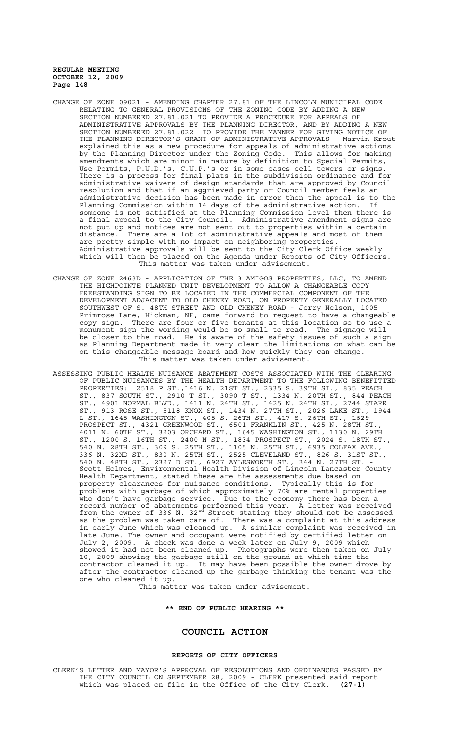CHANGE OF ZONE 09021 - AMENDING CHAPTER 27.81 OF THE LINCOLN MUNICIPAL CODE RELATING TO GENERAL PROVISIONS OF THE ZONING CODE BY ADDING A NEW SECTION NUMBERED 27.81.021 TO PROVIDE A PROCEDURE FOR APPEALS OF ADMINISTRATIVE APPROVALS BY THE PLANNING DIRECTOR, AND BY ADDING A NEW SECTION NUMBERED 27.81.022 TO PROVIDE THE MANNER FOR GIVING NOTICE OF THE PLANNING DIRECTOR'S GRANT OF ADMINISTRATIVE APPROVALS - Marvin Krout explained this as a new procedure for appeals of administrative actions by the Planning Director under the Zoning Code. This allows for making amendments which are minor in nature by definition to Special Permits, Use Permits, P.U.D.'s, C.U.P.'s or in some cases cell towers or signs. There is a process for final plats in the subdivision ordinance and for administrative waivers of design standards that are approved by Council resolution and that if an aggrieved party or Council member feels an administrative decision has been made in error then the appeal is to the Planning Commission within 14 days of the administrative action. If someone is not satisfied at the Planning Commission level then there is a final appeal to the City Council. Administrative amendment signs are not put up and notices are not sent out to properties within a certain distance. There are a lot of administrative appeals and most of them are pretty simple with no impact on neighboring properties. Administrative approvals will be sent to the City Clerk Office weekly which will then be placed on the Agenda under Reports of City Officers.

This matter was taken under advisement.

CHANGE OF ZONE 2463D - APPLICATION OF THE 3 AMIGOS PROPERTIES, LLC, TO AMEND THE HIGHPOINTE PLANNED UNIT DEVELOPMENT TO ALLOW A CHANGEABLE COPY FREESTANDING SIGN TO BE LOCATED IN THE COMMERCIAL COMPONENT OF THE DEVELOPMENT ADJACENT TO OLD CHENEY ROAD, ON PROPERTY GENERALLY LOCATED SOUTHWEST OF S. 48TH STREET AND OLD CHENEY ROAD - Jerry Nelson, 1005 Primrose Lane, Hickman, NE, came forward to request to have a changeable copy sign. There are four or five tenants at this location so to use a monument sign the wording would be so small to read. The signage will be closer to the road. He is aware of the safety issues of such a sign as Planning Department made it very clear the limitations on what can be on this changeable message board and how quickly they can change.

This matter was taken under advisement.

ASSESSING PUBLIC HEALTH NUISANCE ABATEMENT COSTS ASSOCIATED WITH THE CLEARING OF PUBLIC NUISANCES BY THE HEALTH DEPARTMENT TO THE FOLLOWING BENEFITTED PROPERTIES: 2518 P ST.,1416 N. 21ST ST., 2335 S. 39TH ST., 835 PEACH ST., 837 SOUTH ST., 2910 T ST., 3090 T ST., 1334 N. 20TH ST., 844 PEACH ST., 4901 NORMAL BLVD., 1411 N. 24TH ST., 1425 N. 24TH ST., 2744 STARR ST., 913 ROSE ST., 5118 KNOX ST., 1434 N. 27TH ST., 2026 LAKE ST., 1944 L ST., 1645 WASHINGTON ST., 405 S. 26TH ST., 417 S. 26TH ST., 1629 PROSPECT ST., 4321 GREENWOOD ST., 6501 FRANKLIN ST., 425 N. 28TH ST., 4011 N. 60TH ST., 3203 ORCHARD ST., 1645 WASHINGTON ST., 1130 N. 29TH ST., 1200 S. 16TH ST., 2400 N ST., 1834 PROSPECT ST., 2024 S. 18TH ST., 540 N. 28TH ST., 309 S. 25TH ST., 1105 N. 25TH ST., 6935 COLFAX AVE., 336 N. 32ND ST., 830 N. 25TH ST., 2525 CLEVELAND ST., 826 S. 31ST ST., 540 N. 48TH ST., 2327 D ST., 6927 AYLESWORTH ST., 344 N. 27TH ST. - Scott Holmes, Environmental Health Division of Lincoln Lancaster County Health Department, stated these are the assessments due based on property clearances for nuisance conditions. Typically this is for problems with garbage of which approximately 70% are rental properties who don't have garbage service. Due to the economy there has been a record number of abatements performed this year. A letter was received from the owner of 336 N. 32nd Street stating they should not be assessed as the problem was taken care of. There was a complaint at this address in early June which was cleaned up. A similar complaint was received in late June. The owner and occupant were notified by certified letter on July 2, 2009. A check was done a week later on July 9, 2009 which showed it had not been cleaned up. Photographs were then taken on July 10, 2009 showing the garbage still on the ground at which time the contractor cleaned it up. It may have been possible the owner drove by after the contractor cleaned up the garbage thinking the tenant was the one who cleaned it up.

This matter was taken under advisement.

**\*\* END OF PUBLIC HEARING \*\***

## COUNCIL ACTION

### REPORTS OF CITY OFFICERS

CLERK'S LETTER AND MAYOR'S APPROVAL OF RESOLUTIONS AND ORDINANCES PASSED BY THE CITY COUNCIL ON SEPTEMBER 28, 2009 - CLERK presented said report which was placed on file in the Office of the City Clerk. **(27-1)**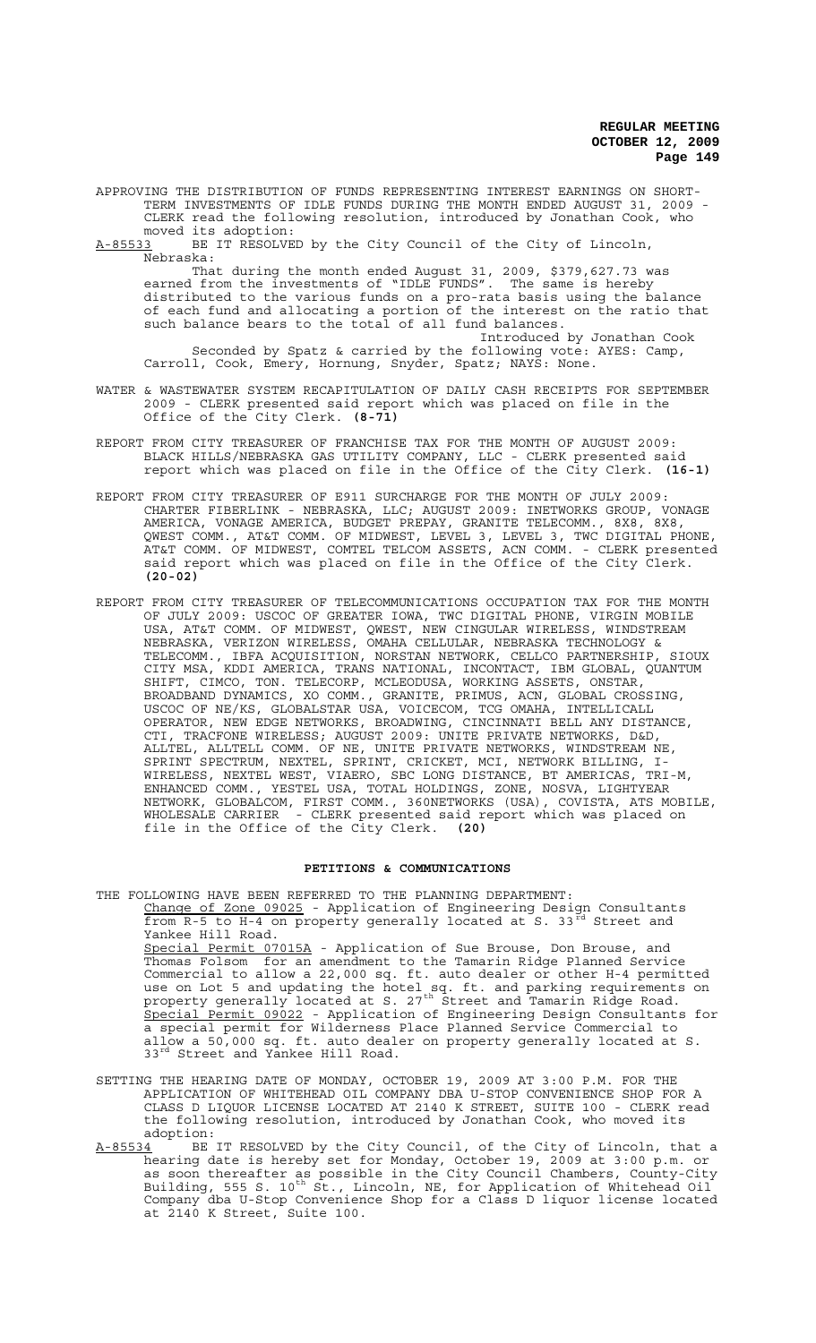APPROVING THE DISTRIBUTION OF FUNDS REPRESENTING INTEREST EARNINGS ON SHORT-TERM INVESTMENTS OF IDLE FUNDS DURING THE MONTH ENDED AUGUST 31, 2009 - CLERK read the following resolution, introduced by Jonathan Cook, who moved its adoption:

A-85533 BE IT RESOLVED by the City Council of the City of Lincoln, Nebraska:

That during the month ended August 31, 2009, $379,627.73 was earned from the investments of "IDLE FUNDS". The same is hereby distributed to the various funds on a pro-rata basis using the balance of each fund and allocating a portion of the interest on the ratio that such balance bears to the total of all fund balances.

Introduced by Jonathan Cook

Seconded by Spatz & carried by the following vote: AYES: Camp, Carroll, Cook, Emery, Hornung, Snyder, Spatz; NAYS: None.

WATER & WASTEWATER SYSTEM RECAPITULATION OF DAILY CASH RECEIPTS FOR SEPTEMBER 2009 - CLERK presented said report which was placed on file in the Office of the City Clerk. **(8-71)**

REPORT FROM CITY TREASURER OF FRANCHISE TAX FOR THE MONTH OF AUGUST 2009: BLACK HILLS/NEBRASKA GAS UTILITY COMPANY, LLC - CLERK presented said report which was placed on file in the Office of the City Clerk. **(16-1)**

REPORT FROM CITY TREASURER OF E911 SURCHARGE FOR THE MONTH OF JULY 2009: CHARTER FIBERLINK - NEBRASKA, LLC; AUGUST 2009: INETWORKS GROUP, VONAGE AMERICA, VONAGE AMERICA, BUDGET PREPAY, GRANITE TELECOMM., 8X8, 8X8, QWEST COMM., AT&T COMM. OF MIDWEST, LEVEL 3, LEVEL 3, TWC DIGITAL PHONE, AT&T COMM. OF MIDWEST, COMTEL TELCOM ASSETS, ACN COMM. - CLERK presented said report which was placed on file in the Office of the City Clerk. **(20-02)**

REPORT FROM CITY TREASURER OF TELECOMMUNICATIONS OCCUPATION TAX FOR THE MONTH OF JULY 2009: USCOC OF GREATER IOWA, TWC DIGITAL PHONE, VIRGIN MOBILE USA, AT&T COMM. OF MIDWEST, QWEST, NEW CINGULAR WIRELESS, WINDSTREAM NEBRASKA, VERIZON WIRELESS, OMAHA CELLULAR, NEBRASKA TECHNOLOGY & TELECOMM., IBFA ACQUISITION, NORSTAN NETWORK, CELLCO PARTNERSHIP, SIOUX CITY MSA, KDDI AMERICA, TRANS NATIONAL, INCONTACT, IBM GLOBAL, QUANTUM SHIFT, CIMCO, TON. TELECORP, MCLEODUSA, WORKING ASSETS, ONSTAR, BROADBAND DYNAMICS, XO COMM., GRANITE, PRIMUS, ACN, GLOBAL CROSSING, USCOC OF NE/KS, GLOBALSTAR USA, VOICECOM, TCG OMAHA, INTELLICALL OPERATOR, NEW EDGE NETWORKS, BROADWING, CINCINNATI BELL ANY DISTANCE, CTI, TRACFONE WIRELESS; AUGUST 2009: UNITE PRIVATE NETWORKS, D&D, ALLTEL, ALLTELL COMM. OF NE, UNITE PRIVATE NETWORKS, WINDSTREAM NE, SPRINT SPECTRUM, NEXTEL, SPRINT, CRICKET, MCI, NETWORK BILLING, I-WIRELESS, NEXTEL WEST, VIAERO, SBC LONG DISTANCE, BT AMERICAS, TRI-M, ENHANCED COMM., YESTEL USA, TOTAL HOLDINGS, ZONE, NOSVA, LIGHTYEAR NETWORK, GLOBALCOM, FIRST COMM., 360NETWORKS (USA), COVISTA, ATS MOBILE, WHOLESALE CARRIER - CLERK presented said report which was placed on file in the Office of the City Clerk. **(20)**

## PETITIONS & COMMUNICATIONS

THE FOLLOWING HAVE BEEN REFERRED TO THE PLANNING DEPARTMENT:

Change of Zone 09025 - Application of Engineering Design Consultants from R-5 to H-4 on property generally located at S. 33rd Street and Yankee Hill Road.

Special Permit 07015A - Application of Sue Brouse, Don Brouse, and Thomas Folsom for an amendment to the Tamarin Ridge Planned Service Commercial to allow a 22,000 sq. ft. auto dealer or other H-4 permitted use on Lot 5 and updating the hotel sq. ft. and parking requirements on property generally located at S. 27th Street and Tamarin Ridge Road.

Special Permit 09022 - Application of Engineering Design Consultants for a special permit for Wilderness Place Planned Service Commercial to allow a 50,000 sq. ft. auto dealer on property generally located at S. 33rd Street and Yankee Hill Road.

SETTING THE HEARING DATE OF MONDAY, OCTOBER 19, 2009 AT 3:00 P.M. FOR THE APPLICATION OF WHITEHEAD OIL COMPANY DBA U-STOP CONVENIENCE SHOP FOR A CLASS D LIQUOR LICENSE LOCATED AT 2140 K STREET, SUITE 100 - CLERK read the following resolution, introduced by Jonathan Cook, who moved its adoption:

A-85534 BE IT RESOLVED by the City Council, of the City of Lincoln, that a hearing date is hereby set for Monday, October 19, 2009 at 3:00 p.m. or as soon thereafter as possible in the City Council Chambers, County-City Building, 555 S. 10th St., Lincoln, NE, for Application of Whitehead Oil Company dba U-Stop Convenience Shop for a Class D liquor license located at 2140 K Street, Suite 100.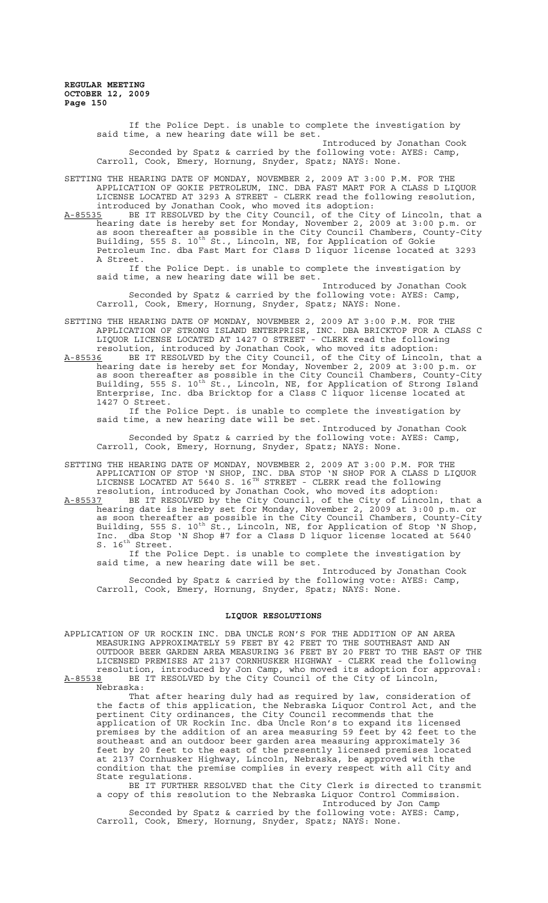If the Police Dept. is unable to complete the investigation by said time, a new hearing date will be set.

Introduced by Jonathan Cook

Seconded by Spatz & carried by the following vote: AYES: Camp, Carroll, Cook, Emery, Hornung, Snyder, Spatz; NAYS: None.

SETTING THE HEARING DATE OF MONDAY, NOVEMBER 2, 2009 AT 3:00 P.M. FOR THE APPLICATION OF GOKIE PETROLEUM, INC. DBA FAST MART FOR A CLASS D LIQUOR LICENSE LOCATED AT 3293 A STREET - CLERK read the following resolution, introduced by Jonathan Cook, who moved its adoption:

A-85535 BE IT RESOLVED by the City Council, of the City of Lincoln, that a hearing date is hereby set for Monday, November 2, 2009 at 3:00 p.m. or as soon thereafter as possible in the City Council Chambers, County-City Building, 555 S. 10th St., Lincoln, NE, for Application of Gokie Petroleum Inc. dba Fast Mart for Class D liquor license located at 3293 A Street.

If the Police Dept. is unable to complete the investigation by said time, a new hearing date will be set.

Introduced by Jonathan Cook

Seconded by Spatz & carried by the following vote: AYES: Camp, Carroll, Cook, Emery, Hornung, Snyder, Spatz; NAYS: None.

SETTING THE HEARING DATE OF MONDAY, NOVEMBER 2, 2009 AT 3:00 P.M. FOR THE APPLICATION OF STRONG ISLAND ENTERPRISE, INC. DBA BRICKTOP FOR A CLASS C LIQUOR LICENSE LOCATED AT 1427 O STREET - CLERK read the following resolution, introduced by Jonathan Cook, who moved its adoption:

A-85536 BE IT RESOLVED by the City Council, of the City of Lincoln, that a hearing date is hereby set for Monday, November 2, 2009 at 3:00 p.m. or as soon thereafter as possible in the City Council Chambers, County-City Building, 555 S. 10th St., Lincoln, NE, for Application of Strong Island Enterprise, Inc. dba Bricktop for a Class C liquor license located at 1427 O Street.

If the Police Dept. is unable to complete the investigation by said time, a new hearing date will be set.

Introduced by Jonathan Cook

Seconded by Spatz & carried by the following vote: AYES: Camp, Carroll, Cook, Emery, Hornung, Snyder, Spatz; NAYS: None.

SETTING THE HEARING DATE OF MONDAY, NOVEMBER 2, 2009 AT 3:00 P.M. FOR THE APPLICATION OF STOP 'N SHOP, INC. DBA STOP 'N SHOP FOR A CLASS D LIQUOR LICENSE LOCATED AT 5640 S. 16TH STREET - CLERK read the following resolution, introduced by Jonathan Cook, who moved its adoption:

A-85537 BE IT RESOLVED by the City Council, of the City of Lincoln, that a hearing date is hereby set for Monday, November 2, 2009 at 3:00 p.m. or as soon thereafter as possible in the City Council Chambers, County-City Building, 555 S. 10th St., Lincoln, NE, for Application of Stop 'N Shop, Inc. dba Stop 'N Shop #7 for a Class D liquor license located at 5640 S. 16th Street.

If the Police Dept. is unable to complete the investigation by said time, a new hearing date will be set.

Introduced by Jonathan Cook

Seconded by Spatz & carried by the following vote: AYES: Camp, Carroll, Cook, Emery, Hornung, Snyder, Spatz; NAYS: None.

## LIQUOR RESOLUTIONS

APPLICATION OF UR ROCKIN INC. DBA UNCLE RON'S FOR THE ADDITION OF AN AREA MEASURING APPROXIMATELY 59 FEET BY 42 FEET TO THE SOUTHEAST AND AN OUTDOOR BEER GARDEN AREA MEASURING 36 FEET BY 20 FEET TO THE EAST OF THE LICENSED PREMISES AT 2137 CORNHUSKER HIGHWAY - CLERK read the following resolution, introduced by Jon Camp, who moved its adoption for approval:

A-85538 BE IT RESOLVED by the City Council of the City of Lincoln, Nebraska:

That after hearing duly had as required by law, consideration of the facts of this application, the Nebraska Liquor Control Act, and the pertinent City ordinances, the City Council recommends that the application of UR Rockin Inc. dba Uncle Ron's to expand its licensed premises by the addition of an area measuring 59 feet by 42 feet to the southeast and an outdoor beer garden area measuring approximately 36 feet by 20 feet to the east of the presently licensed premises located at 2137 Cornhusker Highway, Lincoln, Nebraska, be approved with the condition that the premise complies in every respect with all City and State regulations.

BE IT FURTHER RESOLVED that the City Clerk is directed to transmit a copy of this resolution to the Nebraska Liquor Control Commission.

Introduced by Jon Camp

Seconded by Spatz & carried by the following vote: AYES: Camp, Carroll, Cook, Emery, Hornung, Snyder, Spatz; NAYS: None.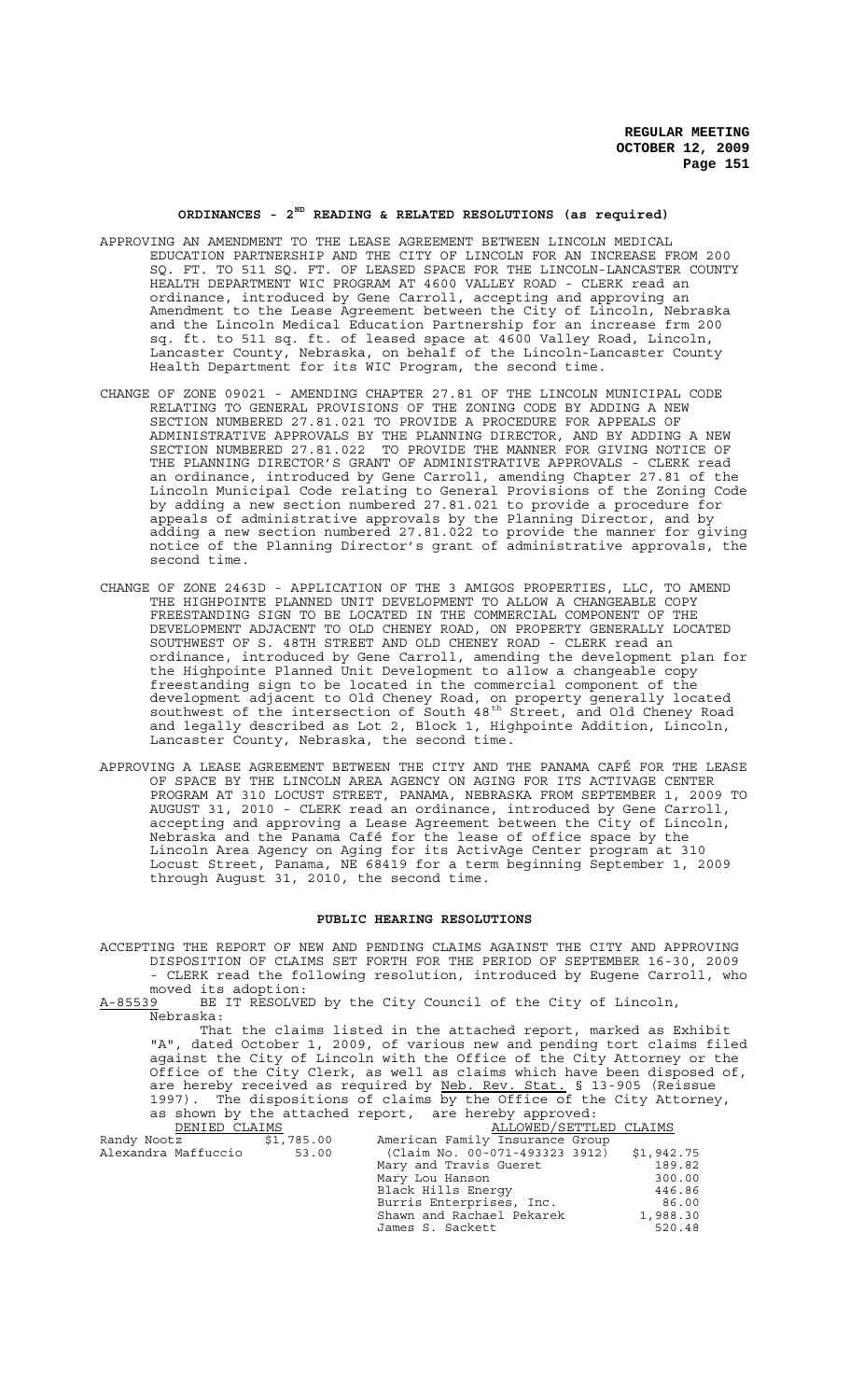## ORDINANCES - 2ND READING & RELATED RESOLUTIONS (as required)

APPROVING AN AMENDMENT TO THE LEASE AGREEMENT BETWEEN LINCOLN MEDICAL EDUCATION PARTNERSHIP AND THE CITY OF LINCOLN FOR AN INCREASE FROM 200 SQ. FT. TO 511 SQ. FT. OF LEASED SPACE FOR THE LINCOLN-LANCASTER COUNTY HEALTH DEPARTMENT WIC PROGRAM AT 4600 VALLEY ROAD - CLERK read an ordinance, introduced by Gene Carroll, accepting and approving an Amendment to the Lease Agreement between the City of Lincoln, Nebraska and the Lincoln Medical Education Partnership for an increase frm 200 sq. ft. to 511 sq. ft. of leased space at 4600 Valley Road, Lincoln, Lancaster County, Nebraska, on behalf of the Lincoln-Lancaster County Health Department for its WIC Program, the second time.

CHANGE OF ZONE 09021 - AMENDING CHAPTER 27.81 OF THE LINCOLN MUNICIPAL CODE RELATING TO GENERAL PROVISIONS OF THE ZONING CODE BY ADDING A NEW SECTION NUMBERED 27.81.021 TO PROVIDE A PROCEDURE FOR APPEALS OF ADMINISTRATIVE APPROVALS BY THE PLANNING DIRECTOR, AND BY ADDING A NEW SECTION NUMBERED 27.81.022 TO PROVIDE THE MANNER FOR GIVING NOTICE OF THE PLANNING DIRECTOR'S GRANT OF ADMINISTRATIVE APPROVALS - CLERK read an ordinance, introduced by Gene Carroll, amending Chapter 27.81 of the Lincoln Municipal Code relating to General Provisions of the Zoning Code by adding a new section numbered 27.81.021 to provide a procedure for appeals of administrative approvals by the Planning Director, and by adding a new section numbered 27.81.022 to provide the manner for giving notice of the Planning Director's grant of administrative approvals, the second time.

CHANGE OF ZONE 2463D - APPLICATION OF THE 3 AMIGOS PROPERTIES, LLC, TO AMEND THE HIGHPOINTE PLANNED UNIT DEVELOPMENT TO ALLOW A CHANGEABLE COPY FREESTANDING SIGN TO BE LOCATED IN THE COMMERCIAL COMPONENT OF THE DEVELOPMENT ADJACENT TO OLD CHENEY ROAD, ON PROPERTY GENERALLY LOCATED SOUTHWEST OF S. 48TH STREET AND OLD CHENEY ROAD - CLERK read an ordinance, introduced by Gene Carroll, amending the development plan for the Highpointe Planned Unit Development to allow a changeable copy freestanding sign to be located in the commercial component of the development adjacent to Old Cheney Road, on property generally located southwest of the intersection of South 48th Street, and Old Cheney Road and legally described as Lot 2, Block 1, Highpointe Addition, Lincoln, Lancaster County, Nebraska, the second time.

APPROVING A LEASE AGREEMENT BETWEEN THE CITY AND THE PANAMA CAFÉ FOR THE LEASE OF SPACE BY THE LINCOLN AREA AGENCY ON AGING FOR ITS ACTIVAGE CENTER PROGRAM AT 310 LOCUST STREET, PANAMA, NEBRASKA FROM SEPTEMBER 1, 2009 TO AUGUST 31, 2010 - CLERK read an ordinance, introduced by Gene Carroll, accepting and approving a Lease Agreement between the City of Lincoln, Nebraska and the Panama Café for the lease of office space by the Lincoln Area Agency on Aging for its ActivAge Center program at 310 Locust Street, Panama, NE 68419 for a term beginning September 1, 2009 through August 31, 2010, the second time.

## PUBLIC HEARING RESOLUTIONS

ACCEPTING THE REPORT OF NEW AND PENDING CLAIMS AGAINST THE CITY AND APPROVING DISPOSITION OF CLAIMS SET FORTH FOR THE PERIOD OF SEPTEMBER 16-30, 2009 - CLERK read the following resolution, introduced by Eugene Carroll, who moved its adoption:

A-85539 BE IT RESOLVED by the City Council of the City of Lincoln, Nebraska:

That the claims listed in the attached report, marked as Exhibit "A", dated October 1, 2009, of various new and pending tort claims filed against the City of Lincoln with the Office of the City Attorney or the Office of the City Clerk, as well as claims which have been disposed of, are hereby received as required by Neb. Rev. Stat. § 13-905 (Reissue 1997). The dispositions of claims by the Office of the City Attorney, as shown by the attached report, are hereby approved:

| DENIED CLAIMS | | ALLOWED/SETTLED CLAIMS | |
|---|---|---|---|
| Randy Nootz | $1,785.00 | American Family Insurance Group | |
| Alexandra Maffuccio | 53.00 | (Claim No. 00-071-493323 3912) | $1,942.75 |
| | | Mary and Travis Gueret | 189.82 |
| | | Mary Lou Hanson | 300.00 |
| | | Black Hills Energy | 446.86 |
| | | Burris Enterprises, Inc. | 86.00 |
| | | Shawn and Rachael Pekarek | 1,988.30 |
| | | James S. Sackett | 520.48 |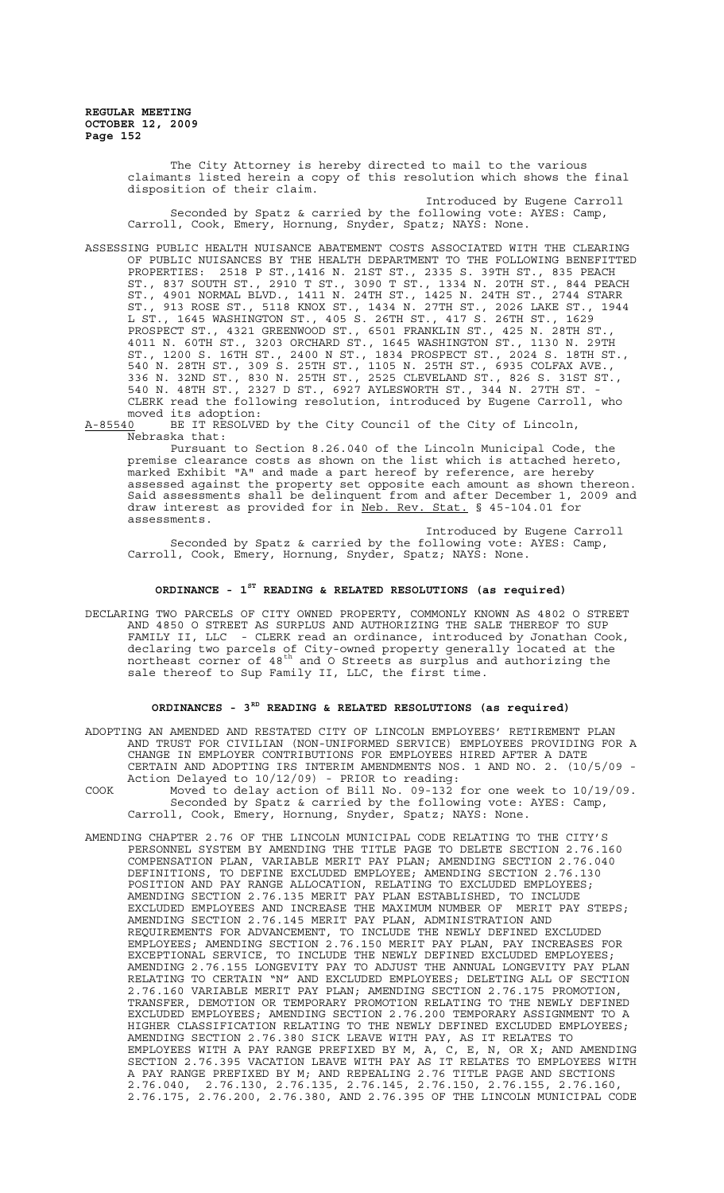The City Attorney is hereby directed to mail to the various claimants listed herein a copy of this resolution which shows the final disposition of their claim.

Introduced by Eugene Carroll

Seconded by Spatz & carried by the following vote: AYES: Camp, Carroll, Cook, Emery, Hornung, Snyder, Spatz; NAYS: None.

ASSESSING PUBLIC HEALTH NUISANCE ABATEMENT COSTS ASSOCIATED WITH THE CLEARING OF PUBLIC NUISANCES BY THE HEALTH DEPARTMENT TO THE FOLLOWING BENEFITTED PROPERTIES: 2518 P ST.,1416 N. 21ST ST., 2335 S. 39TH ST., 835 PEACH ST., 837 SOUTH ST., 2910 T ST., 3090 T ST., 1334 N. 20TH ST., 844 PEACH ST., 4901 NORMAL BLVD., 1411 N. 24TH ST., 1425 N. 24TH ST., 2744 STARR ST., 913 ROSE ST., 5118 KNOX ST., 1434 N. 27TH ST., 2026 LAKE ST., 1944 L ST., 1645 WASHINGTON ST., 405 S. 26TH ST., 417 S. 26TH ST., 1629 PROSPECT ST., 4321 GREENWOOD ST., 6501 FRANKLIN ST., 425 N. 28TH ST., 4011 N. 60TH ST., 3203 ORCHARD ST., 1645 WASHINGTON ST., 1130 N. 29TH ST., 1200 S. 16TH ST., 2400 N ST., 1834 PROSPECT ST., 2024 S. 18TH ST., 540 N. 28TH ST., 309 S. 25TH ST., 1105 N. 25TH ST., 6935 COLFAX AVE., 336 N. 32ND ST., 830 N. 25TH ST., 2525 CLEVELAND ST., 826 S. 31ST ST., 540 N. 48TH ST., 2327 D ST., 6927 AYLESWORTH ST., 344 N. 27TH ST. - CLERK read the following resolution, introduced by Eugene Carroll, who moved its adoption:

A-85540 BE IT RESOLVED by the City Council of the City of Lincoln, Nebraska that:

Pursuant to Section 8.26.040 of the Lincoln Municipal Code, the premise clearance costs as shown on the list which is attached hereto, marked Exhibit "A" and made a part hereof by reference, are hereby assessed against the property set opposite each amount as shown thereon. Said assessments shall be delinquent from and after December 1, 2009 and draw interest as provided for in Neb. Rev. Stat. § 45-104.01 for assessments.

Introduced by Eugene Carroll

Seconded by Spatz & carried by the following vote: AYES: Camp, Carroll, Cook, Emery, Hornung, Snyder, Spatz; NAYS: None.

## ORDINANCE - 1ST READING & RELATED RESOLUTIONS (as required)

DECLARING TWO PARCELS OF CITY OWNED PROPERTY, COMMONLY KNOWN AS 4802 O STREET AND 4850 O STREET AS SURPLUS AND AUTHORIZING THE SALE THEREOF TO SUP FAMILY II, LLC - CLERK read an ordinance, introduced by Jonathan Cook, declaring two parcels of City-owned property generally located at the northeast corner of 48th and O Streets as surplus and authorizing the sale thereof to Sup Family II, LLC, the first time.

## ORDINANCES - 3RD READING & RELATED RESOLUTIONS (as required)

ADOPTING AN AMENDED AND RESTATED CITY OF LINCOLN EMPLOYEES' RETIREMENT PLAN AND TRUST FOR CIVILIAN (NON-UNIFORMED SERVICE) EMPLOYEES PROVIDING FOR A CHANGE IN EMPLOYER CONTRIBUTIONS FOR EMPLOYEES HIRED AFTER A DATE CERTAIN AND ADOPTING IRS INTERIM AMENDMENTS NOS. 1 AND NO. 2. (10/5/09 - Action Delayed to 10/12/09) - PRIOR to reading:

COOK Moved to delay action of Bill No. 09-132 for one week to 10/19/09.

Seconded by Spatz & carried by the following vote: AYES: Camp, Carroll, Cook, Emery, Hornung, Snyder, Spatz; NAYS: None.

AMENDING CHAPTER 2.76 OF THE LINCOLN MUNICIPAL CODE RELATING TO THE CITY'S PERSONNEL SYSTEM BY AMENDING THE TITLE PAGE TO DELETE SECTION 2.76.160 COMPENSATION PLAN, VARIABLE MERIT PAY PLAN; AMENDING SECTION 2.76.040 DEFINITIONS, TO DEFINE EXCLUDED EMPLOYEE; AMENDING SECTION 2.76.130 POSITION AND PAY RANGE ALLOCATION, RELATING TO EXCLUDED EMPLOYEES; AMENDING SECTION 2.76.135 MERIT PAY PLAN ESTABLISHED, TO INCLUDE EXCLUDED EMPLOYEES AND INCREASE THE MAXIMUM NUMBER OF MERIT PAY STEPS; AMENDING SECTION 2.76.145 MERIT PAY PLAN, ADMINISTRATION AND REQUIREMENTS FOR ADVANCEMENT, TO INCLUDE THE NEWLY DEFINED EXCLUDED EMPLOYEES; AMENDING SECTION 2.76.150 MERIT PAY PLAN, PAY INCREASES FOR EXCEPTIONAL SERVICE, TO INCLUDE THE NEWLY DEFINED EXCLUDED EMPLOYEES; AMENDING 2.76.155 LONGEVITY PAY TO ADJUST THE ANNUAL LONGEVITY PAY PLAN RELATING TO CERTAIN "N" AND EXCLUDED EMPLOYEES; DELETING ALL OF SECTION 2.76.160 VARIABLE MERIT PAY PLAN; AMENDING SECTION 2.76.175 PROMOTION, TRANSFER, DEMOTION OR TEMPORARY PROMOTION RELATING TO THE NEWLY DEFINED EXCLUDED EMPLOYEES; AMENDING SECTION 2.76.200 TEMPORARY ASSIGNMENT TO A HIGHER CLASSIFICATION RELATING TO THE NEWLY DEFINED EXCLUDED EMPLOYEES; AMENDING SECTION 2.76.380 SICK LEAVE WITH PAY, AS IT RELATES TO EMPLOYEES WITH A PAY RANGE PREFIXED BY M, A, C, E, N, OR X; AND AMENDING SECTION 2.76.395 VACATION LEAVE WITH PAY AS IT RELATES TO EMPLOYEES WITH A PAY RANGE PREFIXED BY M; AND REPEALING 2.76 TITLE PAGE AND SECTIONS 2.76.040, 2.76.130, 2.76.135, 2.76.145, 2.76.150, 2.76.155, 2.76.160, 2.76.175, 2.76.200, 2.76.380, AND 2.76.395 OF THE LINCOLN MUNICIPAL CODE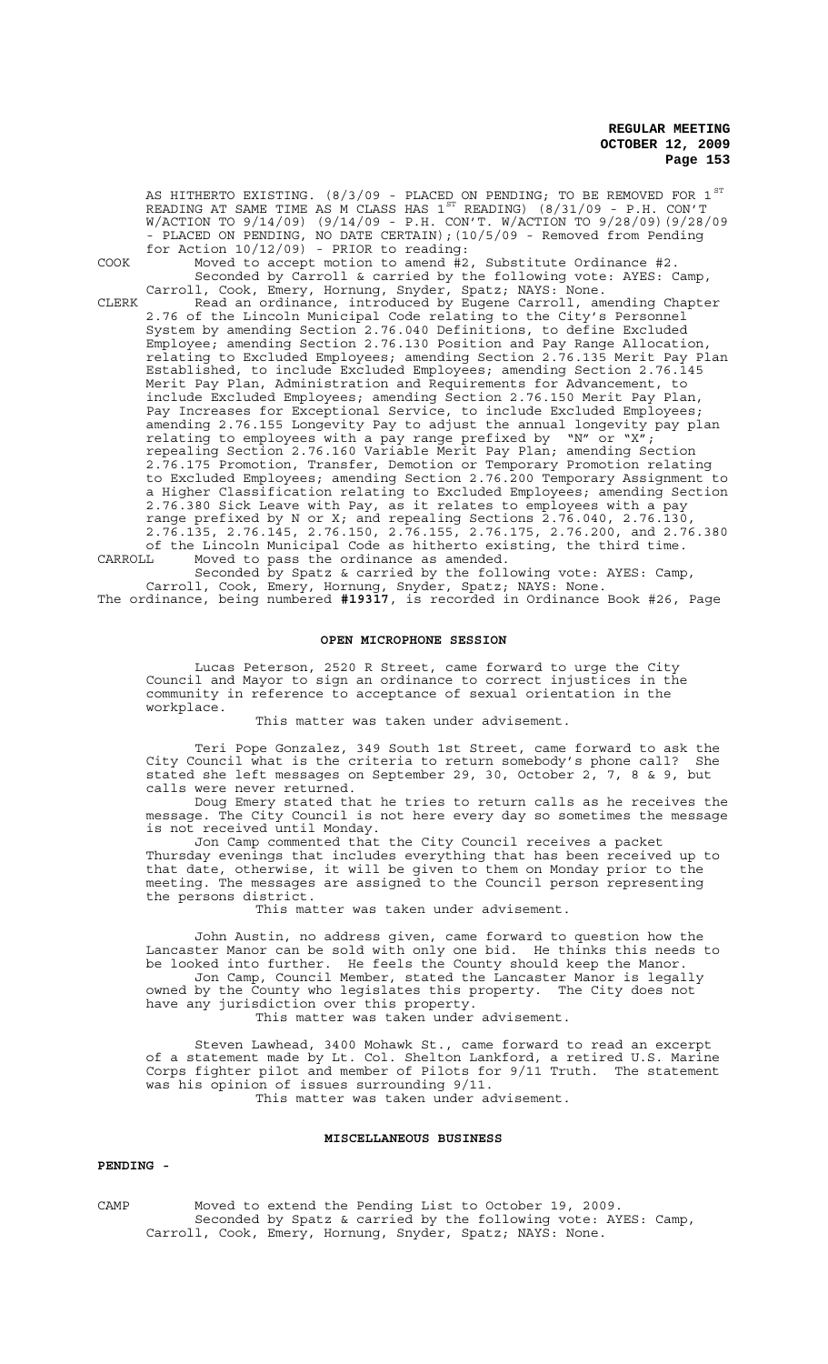AS HITHERTO EXISTING. (8/3/09 - PLACED ON PENDING; TO BE REMOVED FOR 1ST READING AT SAME TIME AS M CLASS HAS 1ST READING) (8/31/09 - P.H. CON'T W/ACTION TO 9/14/09) (9/14/09 - P.H. CON'T. W/ACTION TO 9/28/09)(9/28/09 - PLACED ON PENDING, NO DATE CERTAIN);(10/5/09 - Removed from Pending for Action 10/12/09) - PRIOR to reading:

COOK Moved to accept motion to amend #2, Substitute Ordinance #2.
Seconded by Carroll & carried by the following vote: AYES: Camp, Carroll, Cook, Emery, Hornung, Snyder, Spatz; NAYS: None.

CLERK Read an ordinance, introduced by Eugene Carroll, amending Chapter 2.76 of the Lincoln Municipal Code relating to the City's Personnel System by amending Section 2.76.040 Definitions, to define Excluded Employee; amending Section 2.76.130 Position and Pay Range Allocation, relating to Excluded Employees; amending Section 2.76.135 Merit Pay Plan Established, to include Excluded Employees; amending Section 2.76.145 Merit Pay Plan, Administration and Requirements for Advancement, to include Excluded Employees; amending Section 2.76.150 Merit Pay Plan, Pay Increases for Exceptional Service, to include Excluded Employees; amending 2.76.155 Longevity Pay to adjust the annual longevity pay plan relating to employees with a pay range prefixed by "N" or "X"; repealing Section 2.76.160 Variable Merit Pay Plan; amending Section 2.76.175 Promotion, Transfer, Demotion or Temporary Promotion relating to Excluded Employees; amending Section 2.76.200 Temporary Assignment to a Higher Classification relating to Excluded Employees; amending Section 2.76.380 Sick Leave with Pay, as it relates to employees with a pay range prefixed by N or X; and repealing Sections 2.76.040, 2.76.130, 2.76.135, 2.76.145, 2.76.150, 2.76.155, 2.76.175, 2.76.200, and 2.76.380 of the Lincoln Municipal Code as hitherto existing, the third time.

CARROLL Moved to pass the ordinance as amended.
Seconded by Spatz & carried by the following vote: AYES: Camp, Carroll, Cook, Emery, Hornung, Snyder, Spatz; NAYS: None.

The ordinance, being numbered **#19317**, is recorded in Ordinance Book #26, Page

## OPEN MICROPHONE SESSION

Lucas Peterson, 2520 R Street, came forward to urge the City Council and Mayor to sign an ordinance to correct injustices in the community in reference to acceptance of sexual orientation in the workplace.

This matter was taken under advisement.

Teri Pope Gonzalez, 349 South 1st Street, came forward to ask the City Council what is the criteria to return somebody's phone call? She stated she left messages on September 29, 30, October 2, 7, 8 & 9, but calls were never returned.

Doug Emery stated that he tries to return calls as he receives the message. The City Council is not here every day so sometimes the message is not received until Monday.

Jon Camp commented that the City Council receives a packet Thursday evenings that includes everything that has been received up to that date, otherwise, it will be given to them on Monday prior to the meeting. The messages are assigned to the Council person representing the persons district.

This matter was taken under advisement.

John Austin, no address given, came forward to question how the Lancaster Manor can be sold with only one bid. He thinks this needs to be looked into further. He feels the County should keep the Manor.

Jon Camp, Council Member, stated the Lancaster Manor is legally owned by the County who legislates this property. The City does not have any jurisdiction over this property.

This matter was taken under advisement.

Steven Lawhead, 3400 Mohawk St., came forward to read an excerpt of a statement made by Lt. Col. Shelton Lankford, a retired U.S. Marine Corps fighter pilot and member of Pilots for 9/11 Truth. The statement was his opinion of issues surrounding 9/11.

This matter was taken under advisement.

## MISCELLANEOUS BUSINESS

**PENDING -**

CAMP Moved to extend the Pending List to October 19, 2009.
Seconded by Spatz & carried by the following vote: AYES: Camp, Carroll, Cook, Emery, Hornung, Snyder, Spatz; NAYS: None.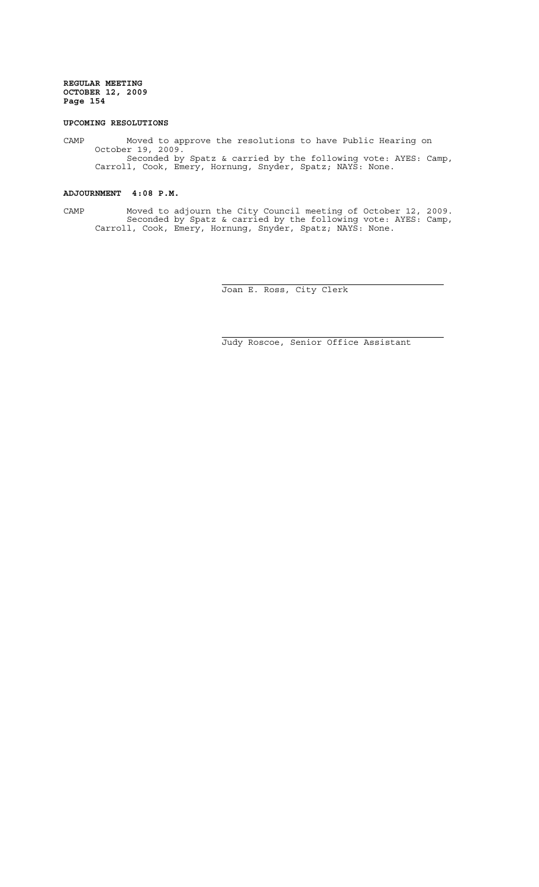**UPCOMING RESOLUTIONS**

CAMP Moved to approve the resolutions to have Public Hearing on October 19, 2009.
Seconded by Spatz & carried by the following vote: AYES: Camp, Carroll, Cook, Emery, Hornung, Snyder, Spatz; NAYS: None.

**ADJOURNMENT 4:08 P.M.**

CAMP Moved to adjourn the City Council meeting of October 12, 2009.
Seconded by Spatz & carried by the following vote: AYES: Camp, Carroll, Cook, Emery, Hornung, Snyder, Spatz; NAYS: None.

Joan E. Ross, City Clerk

Judy Roscoe, Senior Office Assistant